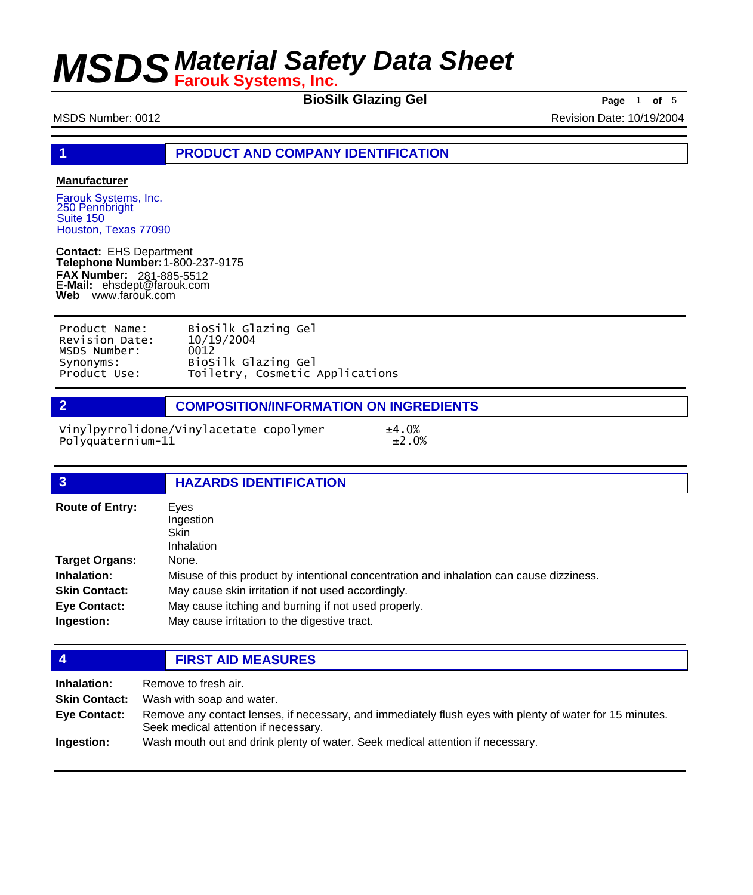# MSDS Material Safety Data Sheet
**Farouk Systems, Inc.**

**BioSilk Glazing Gel**

MSDS Number: 0012 | Revision Date: 10/19/2004

## 1 PRODUCT AND COMPANY IDENTIFICATION

**Manufacturer**

Farouk Systems, Inc.
250 Pennbright
Suite 150
Houston, Texas 77090

**Contact:** EHS Department
**Telephone Number:** 1-800-237-9175
**FAX Number:** 281-885-5512
**E-Mail:** ehsdept@farouk.com
**Web** www.farouk.com

| | |
|---|---|
| Product Name: | BioSilk Glazing Gel |
| Revision Date: | 10/19/2004 |
| MSDS Number: | 0012 |
| Synonyms: | BioSilk Glazing Gel |
| Product Use: | Toiletry, Cosmetic Applications |

## 2 COMPOSITION/INFORMATION ON INGREDIENTS

| | |
|---|---|
| Vinylpyrrolidone/Vinylacetate copolymer | ±4.0% |
| Polyquaternium-11 | ±2.0% |

## 3 HAZARDS IDENTIFICATION

**Route of Entry:** Eyes
Ingestion
Skin
Inhalation

**Target Organs:** None.

**Inhalation:** Misuse of this product by intentional concentration and inhalation can cause dizziness.

**Skin Contact:** May cause skin irritation if not used accordingly.

**Eye Contact:** May cause itching and burning if not used properly.

**Ingestion:** May cause irritation to the digestive tract.

## 4 FIRST AID MEASURES

**Inhalation:** Remove to fresh air.

**Skin Contact:** Wash with soap and water.

**Eye Contact:** Remove any contact lenses, if necessary, and immediately flush eyes with plenty of water for 15 minutes. Seek medical attention if necessary.

**Ingestion:** Wash mouth out and drink plenty of water. Seek medical attention if necessary.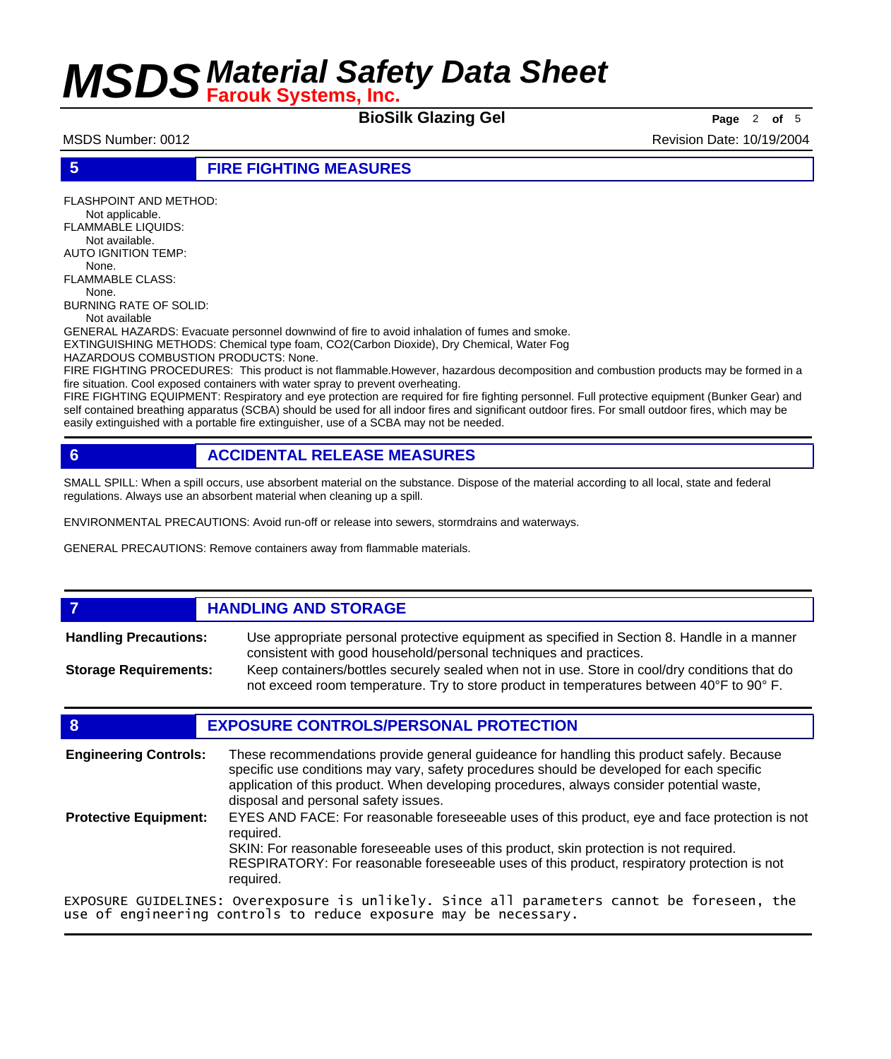## 5 FIRE FIGHTING MEASURES

FLASHPOINT AND METHOD:
Not applicable.
FLAMMABLE LIQUIDS:
Not available.
AUTO IGNITION TEMP:
None.
FLAMMABLE CLASS:
None.
BURNING RATE OF SOLID:
Not available
GENERAL HAZARDS: Evacuate personnel downwind of fire to avoid inhalation of fumes and smoke.
EXTINGUISHING METHODS: Chemical type foam, $CO_2$(Carbon Dioxide), Dry Chemical, Water Fog
HAZARDOUS COMBUSTION PRODUCTS: None.
FIRE FIGHTING PROCEDURES: This product is not flammable.However, hazardous decomposition and combustion products may be formed in a fire situation. Cool exposed containers with water spray to prevent overheating.
FIRE FIGHTING EQUIPMENT: Respiratory and eye protection are required for fire fighting personnel. Full protective equipment (Bunker Gear) and self contained breathing apparatus (SCBA) should be used for all indoor fires and significant outdoor fires. For small outdoor fires, which may be easily extinguished with a portable fire extinguisher, use of a SCBA may not be needed.

## 6 ACCIDENTAL RELEASE MEASURES

SMALL SPILL: When a spill occurs, use absorbent material on the substance. Dispose of the material according to all local, state and federal regulations. Always use an absorbent material when cleaning up a spill.

ENVIRONMENTAL PRECAUTIONS: Avoid run-off or release into sewers, stormdrains and waterways.

GENERAL PRECAUTIONS: Remove containers away from flammable materials.

## 7 HANDLING AND STORAGE

**Handling Precautions:** Use appropriate personal protective equipment as specified in Section 8. Handle in a manner consistent with good household/personal techniques and practices.

**Storage Requirements:** Keep containers/bottles securely sealed when not in use. Store in cool/dry conditions that do not exceed room temperature. Try to store product in temperatures between 40°F to 90° F.

## 8 EXPOSURE CONTROLS/PERSONAL PROTECTION

**Engineering Controls:** These recommendations provide general guideance for handling this product safely. Because specific use conditions may vary, safety procedures should be developed for each specific application of this product. When developing procedures, always consider potential waste, disposal and personal safety issues.

**Protective Equipment:** EYES AND FACE: For reasonable foreseeable uses of this product, eye and face protection is not required.
SKIN: For reasonable foreseeable uses of this product, skin protection is not required.
RESPIRATORY: For reasonable foreseeable uses of this product, respiratory protection is not required.

EXPOSURE GUIDELINES: Overexposure is unlikely. Since all parameters cannot be foreseen, the use of engineering controls to reduce exposure may be necessary.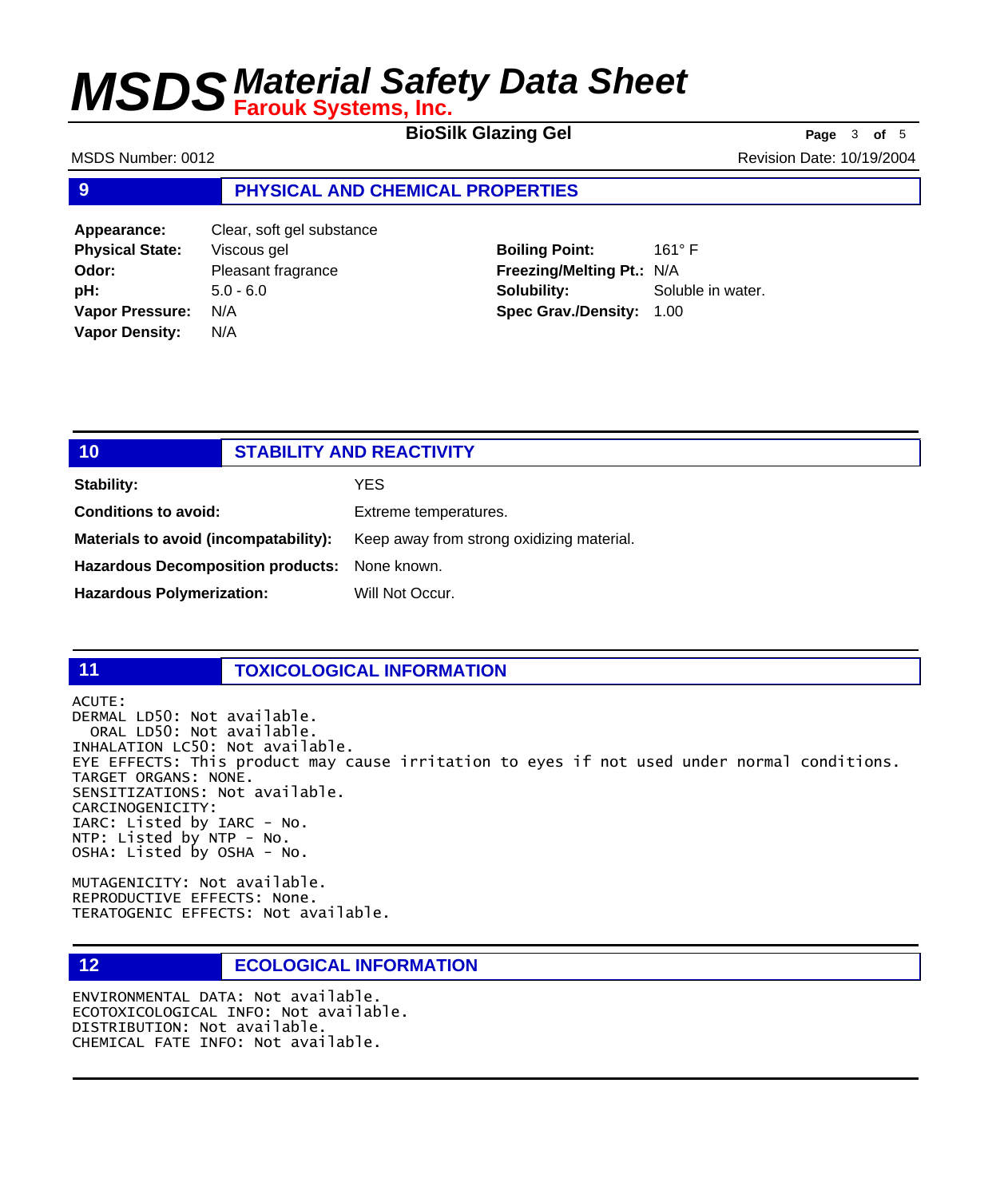## 9 PHYSICAL AND CHEMICAL PROPERTIES

**Appearance:** Clear, soft gel substance
**Physical State:** Viscous gel
**Odor:** Pleasant fragrance
**pH:** 5.0 - 6.0
**Vapor Pressure:** N/A
**Vapor Density:** N/A

**Boiling Point:** 161° F
**Freezing/Melting Pt.:** N/A
**Solubility:** Soluble in water.
**Spec Grav./Density:** 1.00

## 10 STABILITY AND REACTIVITY

**Stability:** YES

**Conditions to avoid:** Extreme temperatures.

**Materials to avoid (incompatability):** Keep away from strong oxidizing material.

**Hazardous Decomposition products:** None known.

**Hazardous Polymerization:** Will Not Occur.

## 11 TOXICOLOGICAL INFORMATION

```
ACUTE:
DERMAL LD50: Not available.
  ORAL LD50: Not available.
INHALATION LC50: Not available.
EYE EFFECTS: This product may cause irritation to eyes if not used under normal conditions.
TARGET ORGANS: NONE.
SENSITIZATIONS: Not available.
CARCINOGENICITY:
IARC: Listed by IARC - No.
NTP: Listed by NTP - No.
OSHA: Listed by OSHA - No.

MUTAGENICITY: Not available.
REPRODUCTIVE EFFECTS: None.
TERATOGENIC EFFECTS: Not available.
```

## 12 ECOLOGICAL INFORMATION

```
ENVIRONMENTAL DATA: Not available.
ECOTOXICOLOGICAL INFO: Not available.
DISTRIBUTION: Not available.
CHEMICAL FATE INFO: Not available.
```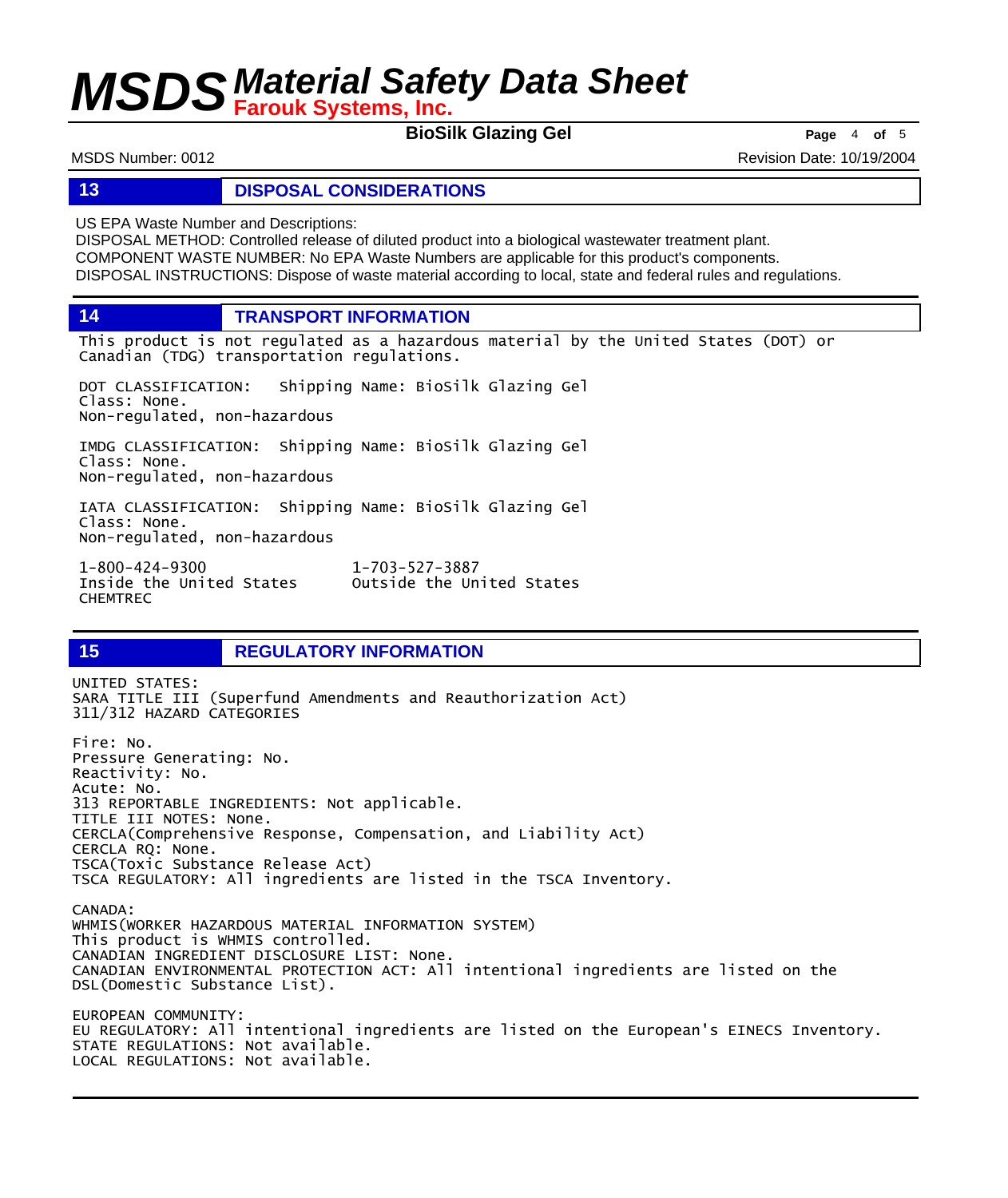## 13 DISPOSAL CONSIDERATIONS

US EPA Waste Number and Descriptions:
DISPOSAL METHOD: Controlled release of diluted product into a biological wastewater treatment plant.
COMPONENT WASTE NUMBER: No EPA Waste Numbers are applicable for this product's components.
DISPOSAL INSTRUCTIONS: Dispose of waste material according to local, state and federal rules and regulations.

## 14 TRANSPORT INFORMATION

This product is not regulated as a hazardous material by the United States (DOT) or Canadian (TDG) transportation regulations.

DOT CLASSIFICATION: Shipping Name: BioSilk Glazing Gel
Class: None.
Non-regulated, non-hazardous

IMDG CLASSIFICATION: Shipping Name: BioSilk Glazing Gel
Class: None.
Non-regulated, non-hazardous

IATA CLASSIFICATION: Shipping Name: BioSilk Glazing Gel
Class: None.
Non-regulated, non-hazardous

1-800-424-9300
Inside the United States
CHEMTREC

1-703-527-3887
Outside the United States

## 15 REGULATORY INFORMATION

UNITED STATES:
SARA TITLE III (Superfund Amendments and Reauthorization Act)
311/312 HAZARD CATEGORIES

Fire: No.
Pressure Generating: No.
Reactivity: No.
Acute: No.
313 REPORTABLE INGREDIENTS: Not applicable.
TITLE III NOTES: None.
CERCLA(Comprehensive Response, Compensation, and Liability Act)
CERCLA RQ: None.
TSCA(Toxic Substance Release Act)
TSCA REGULATORY: All ingredients are listed in the TSCA Inventory.

CANADA:
WHMIS(WORKER HAZARDOUS MATERIAL INFORMATION SYSTEM)
This product is WHMIS controlled.
CANADIAN INGREDIENT DISCLOSURE LIST: None.
CANADIAN ENVIRONMENTAL PROTECTION ACT: All intentional ingredients are listed on the DSL(Domestic Substance List).

EUROPEAN COMMUNITY:
EU REGULATORY: All intentional ingredients are listed on the European's EINECS Inventory.
STATE REGULATIONS: Not available.
LOCAL REGULATIONS: Not available.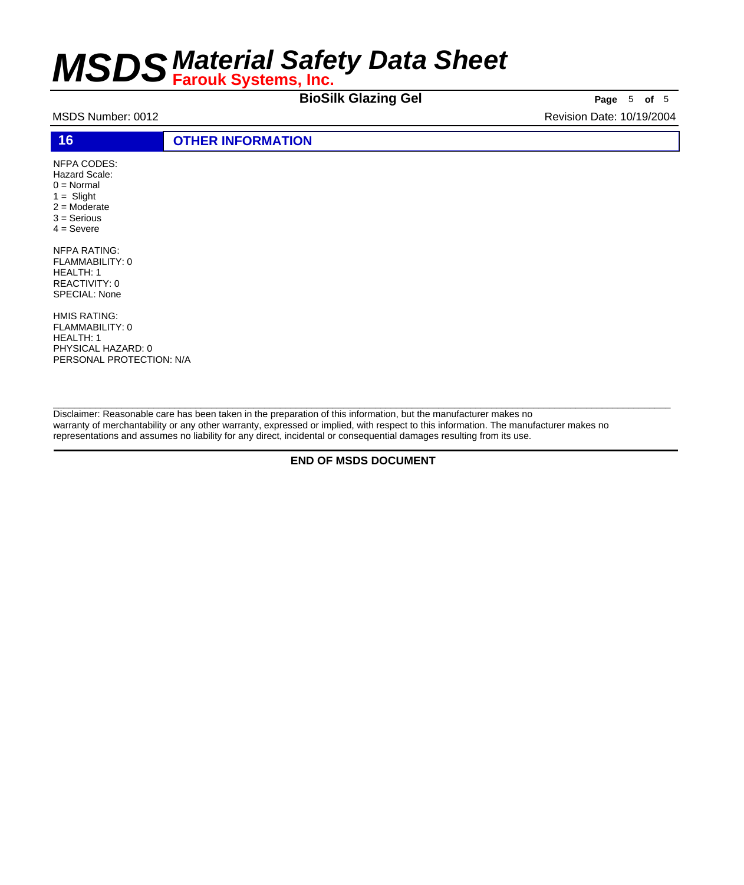## 16 OTHER INFORMATION

NFPA CODES:
Hazard Scale:
0 = Normal
1 = Slight
2 = Moderate
3 = Serious
4 = Severe

NFPA RATING:
FLAMMABILITY: 0
HEALTH: 1
REACTIVITY: 0
SPECIAL: None

HMIS RATING:
FLAMMABILITY: 0
HEALTH: 1
PHYSICAL HAZARD: 0
PERSONAL PROTECTION: N/A

---

Disclaimer: Reasonable care has been taken in the preparation of this information, but the manufacturer makes no warranty of merchantability or any other warranty, expressed or implied, with respect to this information. The manufacturer makes no representations and assumes no liability for any direct, incidental or consequential damages resulting from its use.

---

**END OF MSDS DOCUMENT**